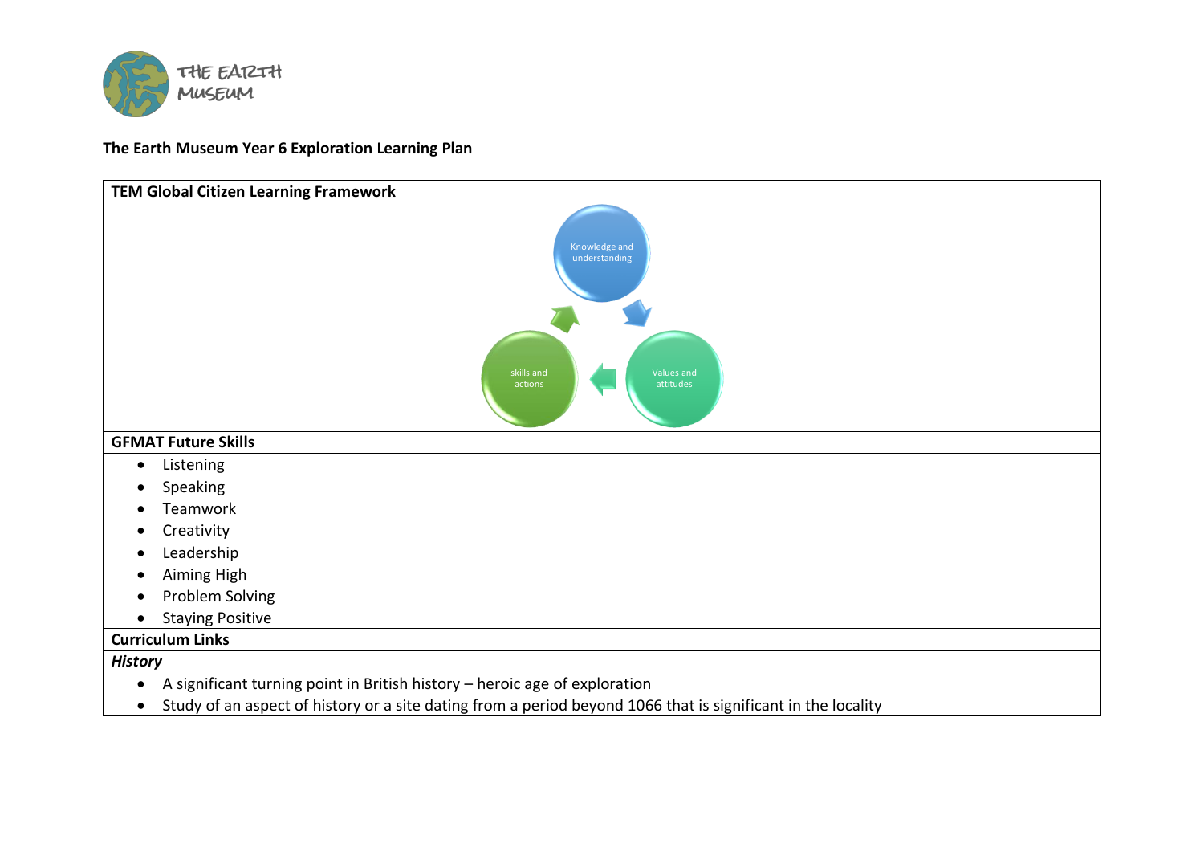THE EARTH MUSEUM

**The Earth Museum Year 6 Exploration Learning Plan**

## TEM Global Citizen Learning Framework

Knowledge and understanding

Values and attitudes

skills and actions

## GFMAT Future Skills

- Listening
- Speaking
- Teamwork
- Creativity
- Leadership
- Aiming High
- Problem Solving
- Staying Positive

## Curriculum Links

***History***

- A significant turning point in British history – heroic age of exploration
- Study of an aspect of history or a site dating from a period beyond 1066 that is significant in the locality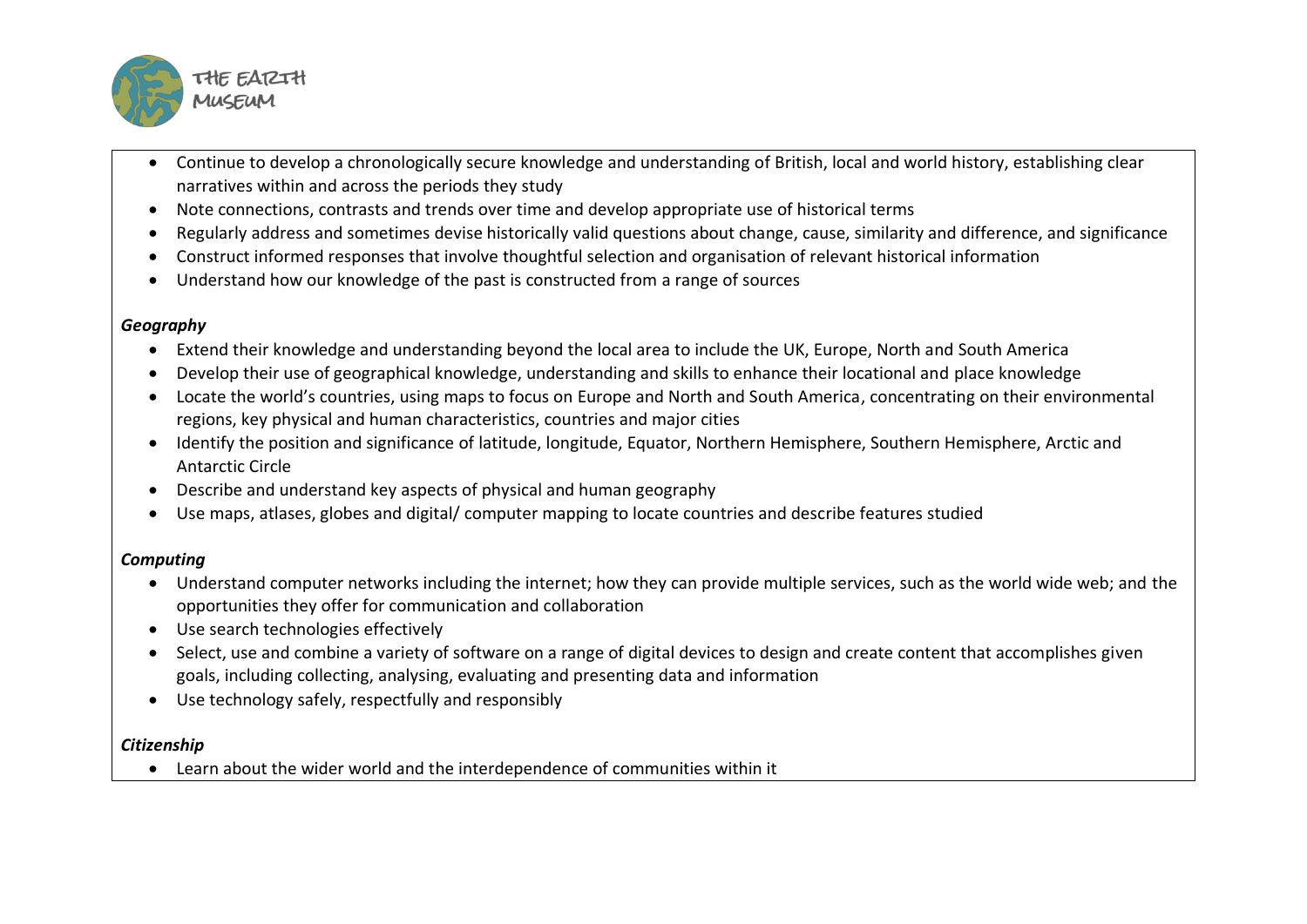- Continue to develop a chronologically secure knowledge and understanding of British, local and world history, establishing clear narratives within and across the periods they study
- Note connections, contrasts and trends over time and develop appropriate use of historical terms
- Regularly address and sometimes devise historically valid questions about change, cause, similarity and difference, and significance
- Construct informed responses that involve thoughtful selection and organisation of relevant historical information
- Understand how our knowledge of the past is constructed from a range of sources

***Geography***

- Extend their knowledge and understanding beyond the local area to include the UK, Europe, North and South America
- Develop their use of geographical knowledge, understanding and skills to enhance their locational and place knowledge
- Locate the world's countries, using maps to focus on Europe and North and South America, concentrating on their environmental regions, key physical and human characteristics, countries and major cities
- Identify the position and significance of latitude, longitude, Equator, Northern Hemisphere, Southern Hemisphere, Arctic and Antarctic Circle
- Describe and understand key aspects of physical and human geography
- Use maps, atlases, globes and digital/ computer mapping to locate countries and describe features studied

***Computing***

- Understand computer networks including the internet; how they can provide multiple services, such as the world wide web; and the opportunities they offer for communication and collaboration
- Use search technologies effectively
- Select, use and combine a variety of software on a range of digital devices to design and create content that accomplishes given goals, including collecting, analysing, evaluating and presenting data and information
- Use technology safely, respectfully and responsibly

***Citizenship***

- Learn about the wider world and the interdependence of communities within it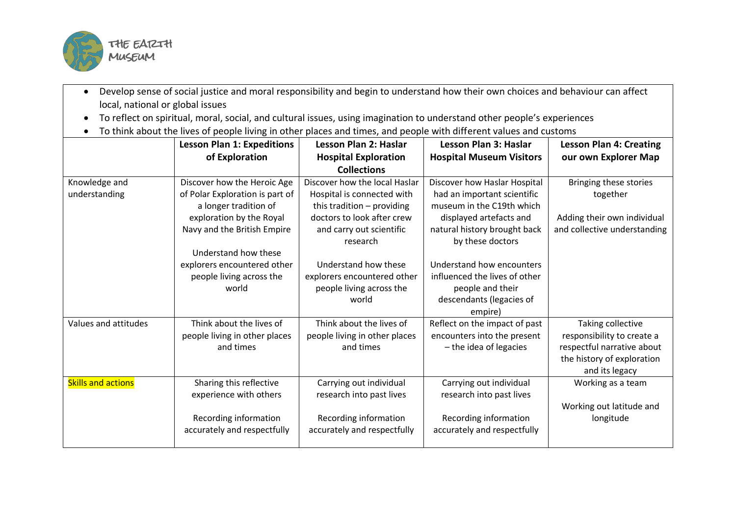- Develop sense of social justice and moral responsibility and begin to understand how their own choices and behaviour can affect local, national or global issues
- To reflect on spiritual, moral, social, and cultural issues, using imagination to understand other people's experiences
- To think about the lives of people living in other places and times, and people with different values and customs

| | **Lesson Plan 1: Expeditions of Exploration** | **Lesson Plan 2: Haslar Hospital Exploration Collections** | **Lesson Plan 3: Haslar Hospital Museum Visitors** | **Lesson Plan 4: Creating our own Explorer Map** |
|---|---|---|---|---|
| Knowledge and understanding | Discover how the Heroic Age of Polar Exploration is part of a longer tradition of exploration by the Royal Navy and the British Empire<br><br>Understand how these explorers encountered other people living across the world | Discover how the local Haslar Hospital is connected with this tradition – providing doctors to look after crew and carry out scientific research<br><br>Understand how these explorers encountered other people living across the world | Discover how Haslar Hospital had an important scientific museum in the C19th which displayed artefacts and natural history brought back by these doctors<br><br>Understand how encounters influenced the lives of other people and their descendants (legacies of empire) | Bringing these stories together<br><br>Adding their own individual and collective understanding |
| Values and attitudes | Think about the lives of people living in other places and times | Think about the lives of people living in other places and times | Reflect on the impact of past encounters into the present – the idea of legacies | Taking collective responsibility to create a respectful narrative about the history of exploration and its legacy |
| Skills and actions | Sharing this reflective experience with others<br><br>Recording information accurately and respectfully | Carrying out individual research into past lives<br><br>Recording information accurately and respectfully | Carrying out individual research into past lives<br><br>Recording information accurately and respectfully | Working as a team<br><br>Working out latitude and longitude |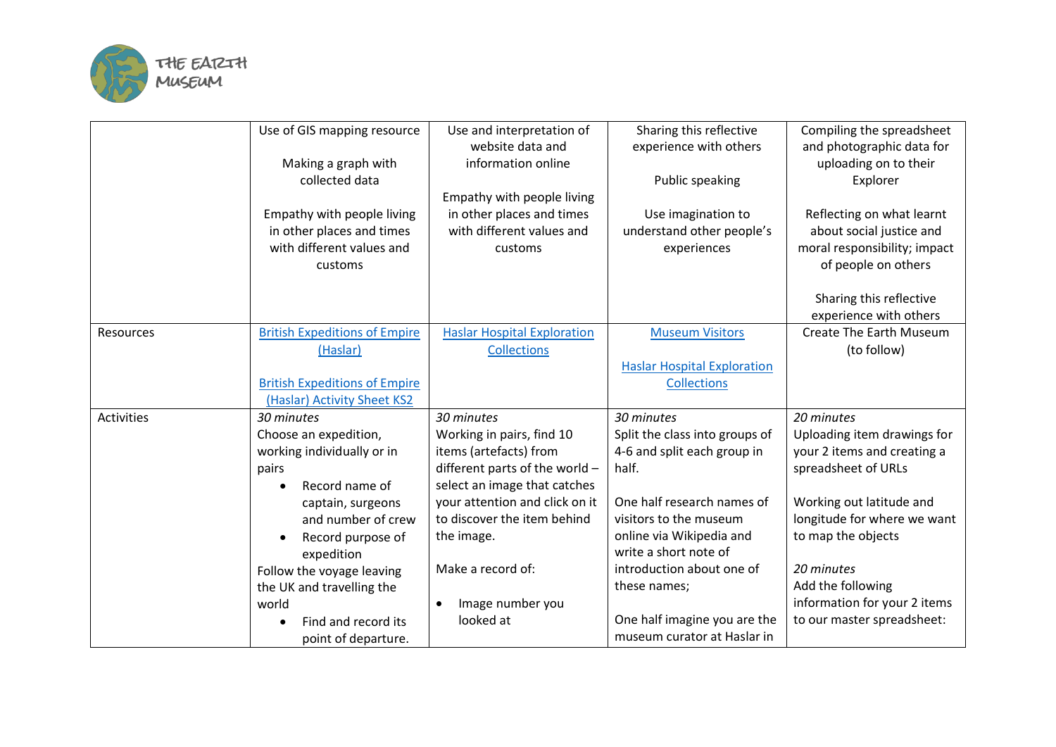| | | | | |
|---|---|---|---|---|
| | Use of GIS mapping resource<br><br>Making a graph with collected data<br><br>Empathy with people living in other places and times with different values and customs | Use and interpretation of website data and information online<br><br>Empathy with people living in other places and times with different values and customs | Sharing this reflective experience with others<br><br>Public speaking<br><br>Use imagination to understand other people's experiences | Compiling the spreadsheet and photographic data for uploading on to their Explorer<br><br>Reflecting on what learnt about social justice and moral responsibility; impact of people on others<br><br>Sharing this reflective experience with others |
| Resources | British Expeditions of Empire (Haslar)<br><br>British Expeditions of Empire (Haslar) Activity Sheet KS2 | Haslar Hospital Exploration Collections | Museum Visitors<br><br>Haslar Hospital Exploration Collections | Create The Earth Museum (to follow) |
| Activities | *30 minutes*<br>Choose an expedition, working individually or in pairs<br>• Record name of captain, surgeons and number of crew<br>• Record purpose of expedition<br>Follow the voyage leaving the UK and travelling the world<br>• Find and record its point of departure. | *30 minutes*<br>Working in pairs, find 10 items (artefacts) from different parts of the world – select an image that catches your attention and click on it to discover the item behind the image.<br><br>Make a record of:<br><br>• Image number you looked at | *30 minutes*<br>Split the class into groups of 4-6 and split each group in half.<br><br>One half research names of visitors to the museum online via Wikipedia and write a short note of introduction about one of these names;<br><br>One half imagine you are the museum curator at Haslar in | *20 minutes*<br>Uploading item drawings for your 2 items and creating a spreadsheet of URLs<br><br>Working out latitude and longitude for where we want to map the objects<br><br>*20 minutes*<br>Add the following information for your 2 items to our master spreadsheet: |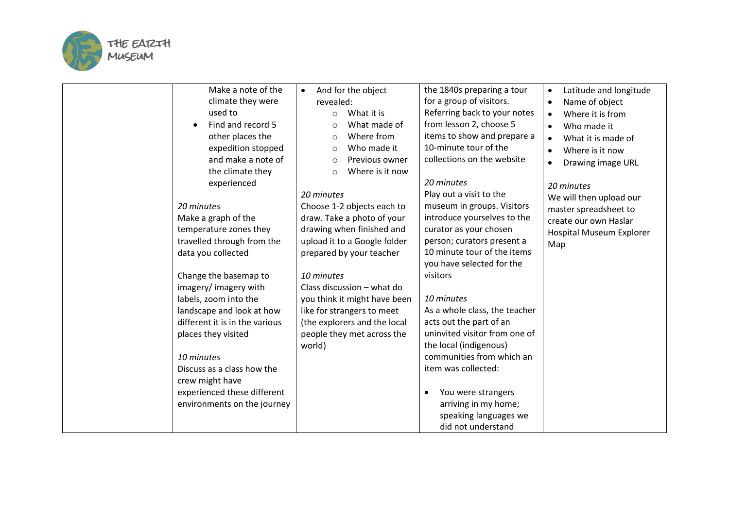| | | | | |
|---|---|---|---|---|
| | Make a note of the climate they were used to<br>• Find and record 5 other places the expedition stopped and make a note of the climate they experienced<br><br>*20 minutes*<br>Make a graph of the temperature zones they travelled through from the data you collected<br><br>Change the basemap to imagery/ imagery with labels, zoom into the landscape and look at how different it is in the various places they visited<br><br>*10 minutes*<br>Discuss as a class how the crew might have experienced these different environments on the journey | • And for the object revealed:<br>  ○ What it is<br>  ○ What made of<br>  ○ Where from<br>  ○ Who made it<br>  ○ Previous owner<br>  ○ Where is it now<br><br>*20 minutes*<br>Choose 1-2 objects each to draw. Take a photo of your drawing when finished and upload it to a Google folder prepared by your teacher<br><br>*10 minutes*<br>Class discussion – what do you think it might have been like for strangers to meet (the explorers and the local people they met across the world) | the 1840s preparing a tour for a group of visitors. Referring back to your notes from lesson 2, choose 5 items to show and prepare a 10-minute tour of the collections on the website<br><br>*20 minutes*<br>Play out a visit to the museum in groups. Visitors introduce yourselves to the curator as your chosen person; curators present a 10 minute tour of the items you have selected for the visitors<br><br>*10 minutes*<br>As a whole class, the teacher acts out the part of an uninvited visitor from one of the local (indigenous) communities from which an item was collected:<br><br>• You were strangers arriving in my home; speaking languages we did not understand | • Latitude and longitude<br>• Name of object<br>• Where it is from<br>• Who made it<br>• What it is made of<br>• Where is it now<br>• Drawing image URL<br><br>*20 minutes*<br>We will then upload our master spreadsheet to create our own Haslar Hospital Museum Explorer Map |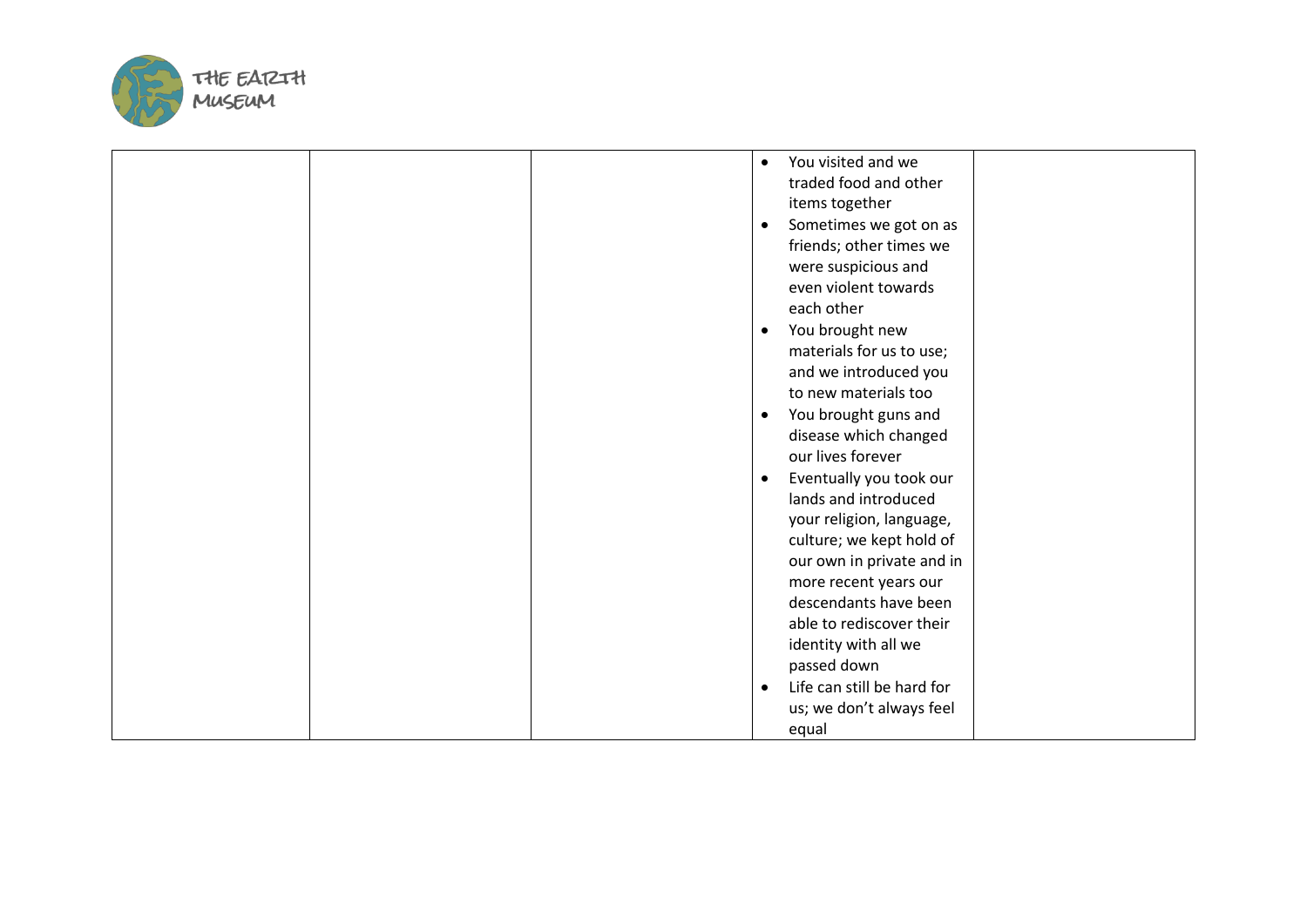| | | | | |
|---|---|---|---|---|
| | | | • You visited and we traded food and other items together<br>• Sometimes we got on as friends; other times we were suspicious and even violent towards each other<br>• You brought new materials for us to use; and we introduced you to new materials too<br>• You brought guns and disease which changed our lives forever<br>• Eventually you took our lands and introduced your religion, language, culture; we kept hold of our own in private and in more recent years our descendants have been able to rediscover their identity with all we passed down<br>• Life can still be hard for us; we don't always feel equal | |